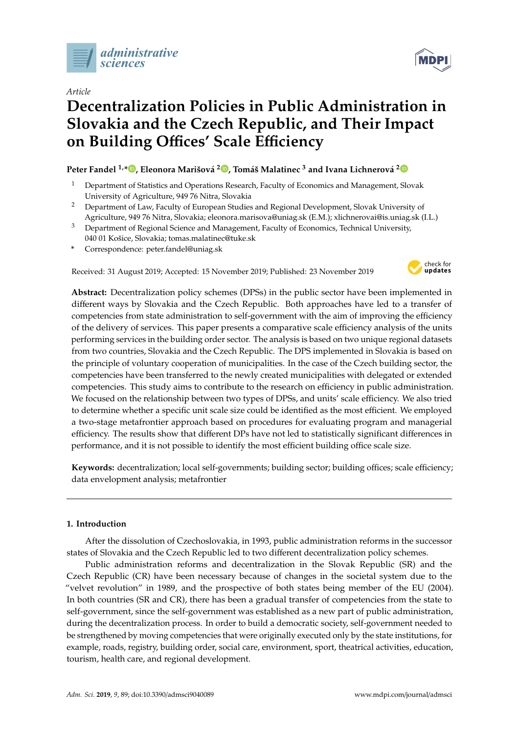*Article*

# Decentralization Policies in Public Administration in Slovakia and the Czech Republic, and Their Impact on Building Offices' Scale Efficiency

**Peter Fandel [1,*], Eleonora Marišová [2], Tomáš Malatinec [3] and Ivana Lichnerová [2]**

[1] Department of Statistics and Operations Research, Faculty of Economics and Management, Slovak University of Agriculture, 949 76 Nitra, Slovakia

[2] Department of Law, Faculty of European Studies and Regional Development, Slovak University of Agriculture, 949 76 Nitra, Slovakia; eleonora.marisova@uniag.sk (E.M.); xlichnerovai@is.uniag.sk (I.L.)

[3] Department of Regional Science and Management, Faculty of Economics, Technical University, 040 01 Košice, Slovakia; tomas.malatinec@tuke.sk

* Correspondence: peter.fandel@uniag.sk

Received: 31 August 2019; Accepted: 15 November 2019; Published: 23 November 2019

**Abstract:** Decentralization policy schemes (DPSs) in the public sector have been implemented in different ways by Slovakia and the Czech Republic. Both approaches have led to a transfer of competencies from state administration to self-government with the aim of improving the efficiency of the delivery of services. This paper presents a comparative scale efficiency analysis of the units performing services in the building order sector. The analysis is based on two unique regional datasets from two countries, Slovakia and the Czech Republic. The DPS implemented in Slovakia is based on the principle of voluntary cooperation of municipalities. In the case of the Czech building sector, the competencies have been transferred to the newly created municipalities with delegated or extended competencies. This study aims to contribute to the research on efficiency in public administration. We focused on the relationship between two types of DPSs, and units' scale efficiency. We also tried to determine whether a specific unit scale size could be identified as the most efficient. We employed a two-stage metafrontier approach based on procedures for evaluating program and managerial efficiency. The results show that different DPs have not led to statistically significant differences in performance, and it is not possible to identify the most efficient building office scale size.

**Keywords:** decentralization; local self-governments; building sector; building offices; scale efficiency; data envelopment analysis; metafrontier

## 1. Introduction

After the dissolution of Czechoslovakia, in 1993, public administration reforms in the successor states of Slovakia and the Czech Republic led to two different decentralization policy schemes.

Public administration reforms and decentralization in the Slovak Republic (SR) and the Czech Republic (CR) have been necessary because of changes in the societal system due to the "velvet revolution" in 1989, and the prospective of both states being member of the EU (2004). In both countries (SR and CR), there has been a gradual transfer of competencies from the state to self-government, since the self-government was established as a new part of public administration, during the decentralization process. In order to build a democratic society, self-government needed to be strengthened by moving competencies that were originally executed only by the state institutions, for example, roads, registry, building order, social care, environment, sport, theatrical activities, education, tourism, health care, and regional development.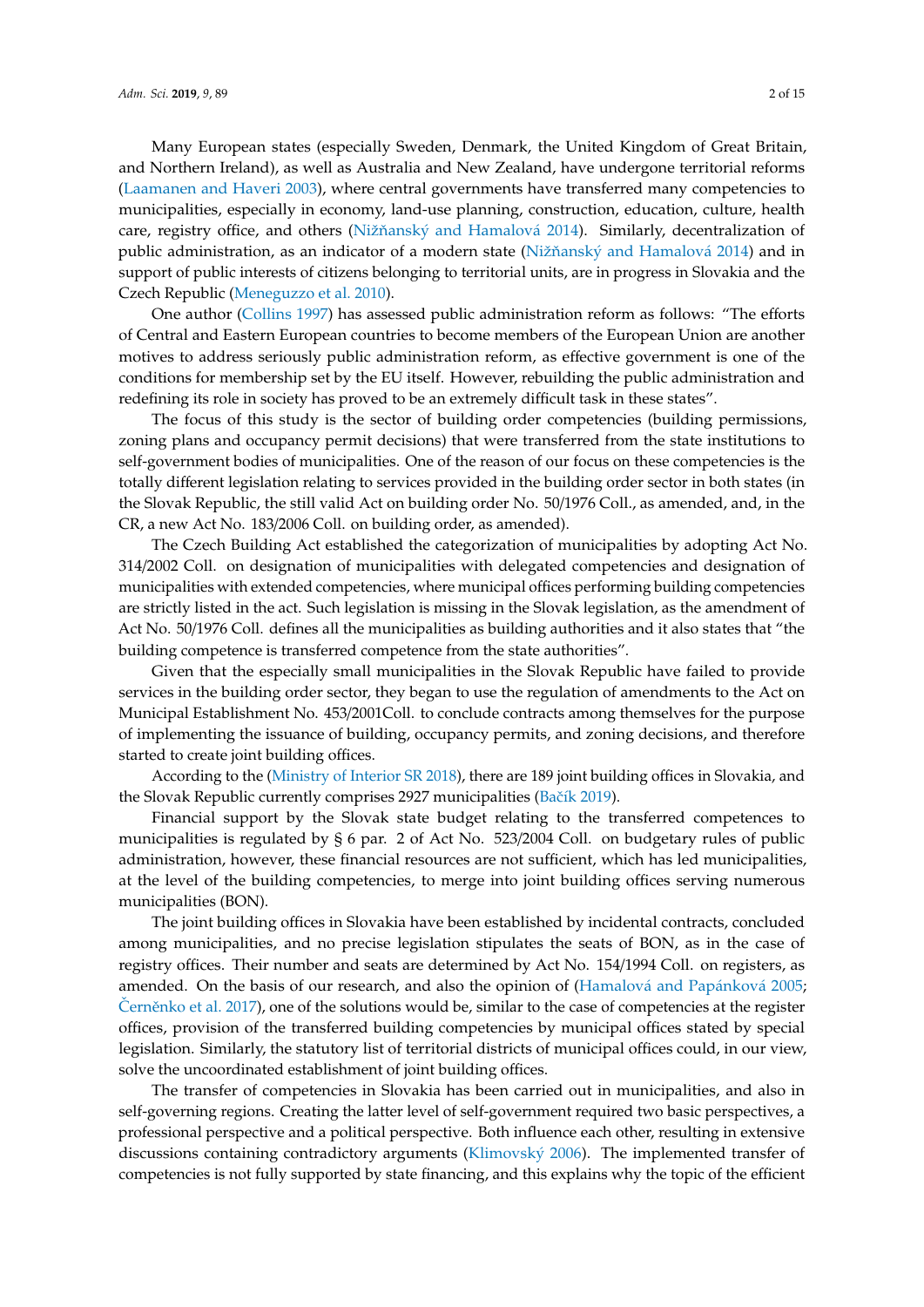Many European states (especially Sweden, Denmark, the United Kingdom of Great Britain, and Northern Ireland), as well as Australia and New Zealand, have undergone territorial reforms (Laamanen and Haveri 2003), where central governments have transferred many competencies to municipalities, especially in economy, land-use planning, construction, education, culture, health care, registry office, and others (Nižňanský and Hamalová 2014). Similarly, decentralization of public administration, as an indicator of a modern state (Nižňanský and Hamalová 2014) and in support of public interests of citizens belonging to territorial units, are in progress in Slovakia and the Czech Republic (Meneguzzo et al. 2010).

One author (Collins 1997) has assessed public administration reform as follows: "The efforts of Central and Eastern European countries to become members of the European Union are another motives to address seriously public administration reform, as effective government is one of the conditions for membership set by the EU itself. However, rebuilding the public administration and redefining its role in society has proved to be an extremely difficult task in these states".

The focus of this study is the sector of building order competencies (building permissions, zoning plans and occupancy permit decisions) that were transferred from the state institutions to self-government bodies of municipalities. One of the reason of our focus on these competencies is the totally different legislation relating to services provided in the building order sector in both states (in the Slovak Republic, the still valid Act on building order No. 50/1976 Coll., as amended, and, in the CR, a new Act No. 183/2006 Coll. on building order, as amended).

The Czech Building Act established the categorization of municipalities by adopting Act No. 314/2002 Coll. on designation of municipalities with delegated competencies and designation of municipalities with extended competencies, where municipal offices performing building competencies are strictly listed in the act. Such legislation is missing in the Slovak legislation, as the amendment of Act No. 50/1976 Coll. defines all the municipalities as building authorities and it also states that "the building competence is transferred competence from the state authorities".

Given that the especially small municipalities in the Slovak Republic have failed to provide services in the building order sector, they began to use the regulation of amendments to the Act on Municipal Establishment No. 453/2001Coll. to conclude contracts among themselves for the purpose of implementing the issuance of building, occupancy permits, and zoning decisions, and therefore started to create joint building offices.

According to the (Ministry of Interior SR 2018), there are 189 joint building offices in Slovakia, and the Slovak Republic currently comprises 2927 municipalities (Bačík 2019).

Financial support by the Slovak state budget relating to the transferred competences to municipalities is regulated by § 6 par. 2 of Act No. 523/2004 Coll. on budgetary rules of public administration, however, these financial resources are not sufficient, which has led municipalities, at the level of the building competencies, to merge into joint building offices serving numerous municipalities (BON).

The joint building offices in Slovakia have been established by incidental contracts, concluded among municipalities, and no precise legislation stipulates the seats of BON, as in the case of registry offices. Their number and seats are determined by Act No. 154/1994 Coll. on registers, as amended. On the basis of our research, and also the opinion of (Hamalová and Papánková 2005; Černěnko et al. 2017), one of the solutions would be, similar to the case of competencies at the register offices, provision of the transferred building competencies by municipal offices stated by special legislation. Similarly, the statutory list of territorial districts of municipal offices could, in our view, solve the uncoordinated establishment of joint building offices.

The transfer of competencies in Slovakia has been carried out in municipalities, and also in self-governing regions. Creating the latter level of self-government required two basic perspectives, a professional perspective and a political perspective. Both influence each other, resulting in extensive discussions containing contradictory arguments (Klimovský 2006). The implemented transfer of competencies is not fully supported by state financing, and this explains why the topic of the efficient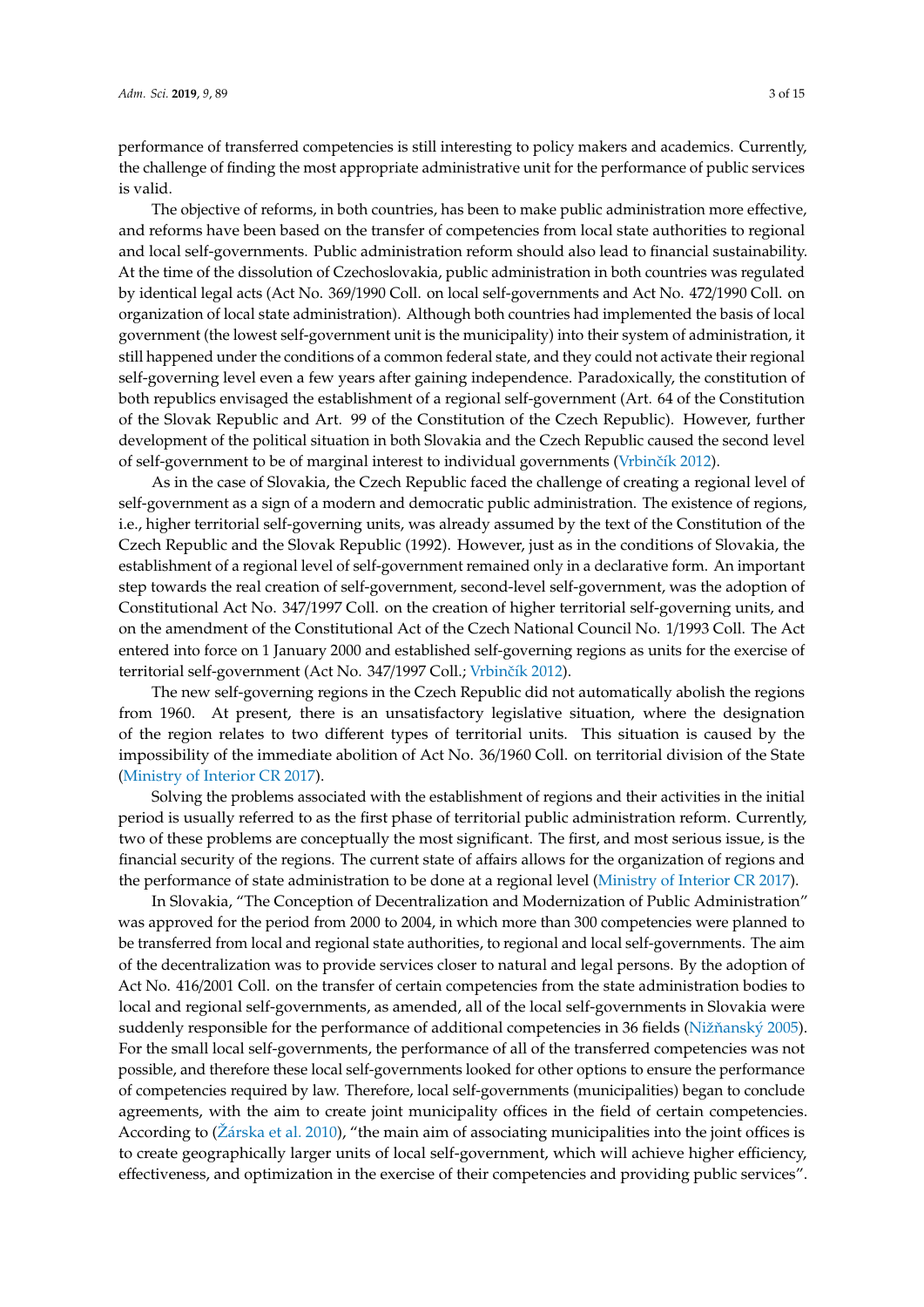performance of transferred competencies is still interesting to policy makers and academics. Currently, the challenge of finding the most appropriate administrative unit for the performance of public services is valid.

The objective of reforms, in both countries, has been to make public administration more effective, and reforms have been based on the transfer of competencies from local state authorities to regional and local self-governments. Public administration reform should also lead to financial sustainability. At the time of the dissolution of Czechoslovakia, public administration in both countries was regulated by identical legal acts (Act No. 369/1990 Coll. on local self-governments and Act No. 472/1990 Coll. on organization of local state administration). Although both countries had implemented the basis of local government (the lowest self-government unit is the municipality) into their system of administration, it still happened under the conditions of a common federal state, and they could not activate their regional self-governing level even a few years after gaining independence. Paradoxically, the constitution of both republics envisaged the establishment of a regional self-government (Art. 64 of the Constitution of the Slovak Republic and Art. 99 of the Constitution of the Czech Republic). However, further development of the political situation in both Slovakia and the Czech Republic caused the second level of self-government to be of marginal interest to individual governments (Vrbinčík 2012).

As in the case of Slovakia, the Czech Republic faced the challenge of creating a regional level of self-government as a sign of a modern and democratic public administration. The existence of regions, i.e., higher territorial self-governing units, was already assumed by the text of the Constitution of the Czech Republic and the Slovak Republic (1992). However, just as in the conditions of Slovakia, the establishment of a regional level of self-government remained only in a declarative form. An important step towards the real creation of self-government, second-level self-government, was the adoption of Constitutional Act No. 347/1997 Coll. on the creation of higher territorial self-governing units, and on the amendment of the Constitutional Act of the Czech National Council No. 1/1993 Coll. The Act entered into force on 1 January 2000 and established self-governing regions as units for the exercise of territorial self-government (Act No. 347/1997 Coll.; Vrbinčík 2012).

The new self-governing regions in the Czech Republic did not automatically abolish the regions from 1960. At present, there is an unsatisfactory legislative situation, where the designation of the region relates to two different types of territorial units. This situation is caused by the impossibility of the immediate abolition of Act No. 36/1960 Coll. on territorial division of the State (Ministry of Interior CR 2017).

Solving the problems associated with the establishment of regions and their activities in the initial period is usually referred to as the first phase of territorial public administration reform. Currently, two of these problems are conceptually the most significant. The first, and most serious issue, is the financial security of the regions. The current state of affairs allows for the organization of regions and the performance of state administration to be done at a regional level (Ministry of Interior CR 2017).

In Slovakia, "The Conception of Decentralization and Modernization of Public Administration" was approved for the period from 2000 to 2004, in which more than 300 competencies were planned to be transferred from local and regional state authorities, to regional and local self-governments. The aim of the decentralization was to provide services closer to natural and legal persons. By the adoption of Act No. 416/2001 Coll. on the transfer of certain competencies from the state administration bodies to local and regional self-governments, as amended, all of the local self-governments in Slovakia were suddenly responsible for the performance of additional competencies in 36 fields (Nižňanský 2005). For the small local self-governments, the performance of all of the transferred competencies was not possible, and therefore these local self-governments looked for other options to ensure the performance of competencies required by law. Therefore, local self-governments (municipalities) began to conclude agreements, with the aim to create joint municipality offices in the field of certain competencies. According to (Žárska et al. 2010), "the main aim of associating municipalities into the joint offices is to create geographically larger units of local self-government, which will achieve higher efficiency, effectiveness, and optimization in the exercise of their competencies and providing public services".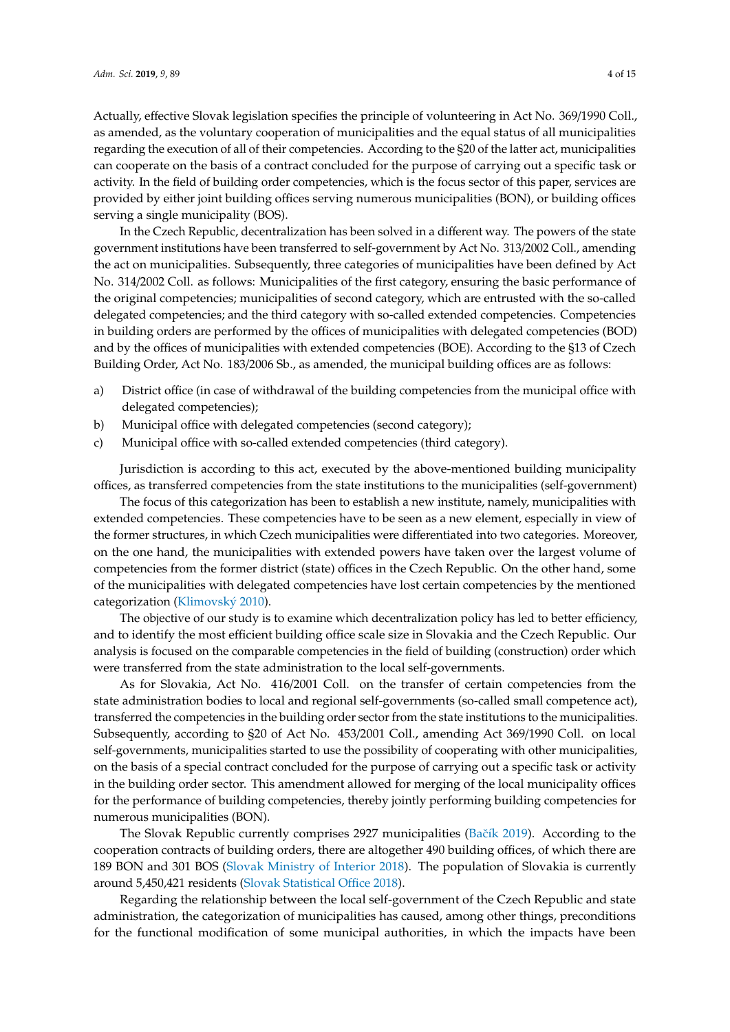Actually, effective Slovak legislation specifies the principle of volunteering in Act No. 369/1990 Coll., as amended, as the voluntary cooperation of municipalities and the equal status of all municipalities regarding the execution of all of their competencies. According to the §20 of the latter act, municipalities can cooperate on the basis of a contract concluded for the purpose of carrying out a specific task or activity. In the field of building order competencies, which is the focus sector of this paper, services are provided by either joint building offices serving numerous municipalities (BON), or building offices serving a single municipality (BOS).

In the Czech Republic, decentralization has been solved in a different way. The powers of the state government institutions have been transferred to self-government by Act No. 313/2002 Coll., amending the act on municipalities. Subsequently, three categories of municipalities have been defined by Act No. 314/2002 Coll. as follows: Municipalities of the first category, ensuring the basic performance of the original competencies; municipalities of second category, which are entrusted with the so-called delegated competencies; and the third category with so-called extended competencies. Competencies in building orders are performed by the offices of municipalities with delegated competencies (BOD) and by the offices of municipalities with extended competencies (BOE). According to the §13 of Czech Building Order, Act No. 183/2006 Sb., as amended, the municipal building offices are as follows:

a) District office (in case of withdrawal of the building competencies from the municipal office with delegated competencies);
b) Municipal office with delegated competencies (second category);
c) Municipal office with so-called extended competencies (third category).

Jurisdiction is according to this act, executed by the above-mentioned building municipality offices, as transferred competencies from the state institutions to the municipalities (self-government)

The focus of this categorization has been to establish a new institute, namely, municipalities with extended competencies. These competencies have to be seen as a new element, especially in view of the former structures, in which Czech municipalities were differentiated into two categories. Moreover, on the one hand, the municipalities with extended powers have taken over the largest volume of competencies from the former district (state) offices in the Czech Republic. On the other hand, some of the municipalities with delegated competencies have lost certain competencies by the mentioned categorization (Klimovský 2010).

The objective of our study is to examine which decentralization policy has led to better efficiency, and to identify the most efficient building office scale size in Slovakia and the Czech Republic. Our analysis is focused on the comparable competencies in the field of building (construction) order which were transferred from the state administration to the local self-governments.

As for Slovakia, Act No. 416/2001 Coll. on the transfer of certain competencies from the state administration bodies to local and regional self-governments (so-called small competence act), transferred the competencies in the building order sector from the state institutions to the municipalities. Subsequently, according to §20 of Act No. 453/2001 Coll., amending Act 369/1990 Coll. on local self-governments, municipalities started to use the possibility of cooperating with other municipalities, on the basis of a special contract concluded for the purpose of carrying out a specific task or activity in the building order sector. This amendment allowed for merging of the local municipality offices for the performance of building competencies, thereby jointly performing building competencies for numerous municipalities (BON).

The Slovak Republic currently comprises 2927 municipalities (Bačík 2019). According to the cooperation contracts of building orders, there are altogether 490 building offices, of which there are 189 BON and 301 BOS (Slovak Ministry of Interior 2018). The population of Slovakia is currently around 5,450,421 residents (Slovak Statistical Office 2018).

Regarding the relationship between the local self-government of the Czech Republic and state administration, the categorization of municipalities has caused, among other things, preconditions for the functional modification of some municipal authorities, in which the impacts have been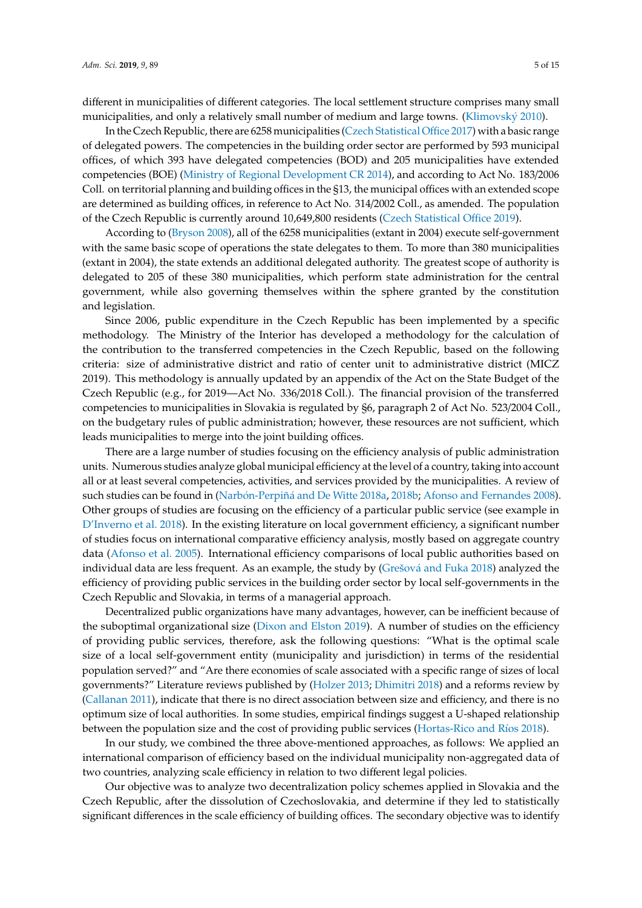different in municipalities of different categories. The local settlement structure comprises many small municipalities, and only a relatively small number of medium and large towns. (Klimovský 2010).

In the Czech Republic, there are 6258 municipalities (Czech Statistical Office 2017) with a basic range of delegated powers. The competencies in the building order sector are performed by 593 municipal offices, of which 393 have delegated competencies (BOD) and 205 municipalities have extended competencies (BOE) (Ministry of Regional Development CR 2014), and according to Act No. 183/2006 Coll. on territorial planning and building offices in the §13, the municipal offices with an extended scope are determined as building offices, in reference to Act No. 314/2002 Coll., as amended. The population of the Czech Republic is currently around 10,649,800 residents (Czech Statistical Office 2019).

According to (Bryson 2008), all of the 6258 municipalities (extant in 2004) execute self-government with the same basic scope of operations the state delegates to them. To more than 380 municipalities (extant in 2004), the state extends an additional delegated authority. The greatest scope of authority is delegated to 205 of these 380 municipalities, which perform state administration for the central government, while also governing themselves within the sphere granted by the constitution and legislation.

Since 2006, public expenditure in the Czech Republic has been implemented by a specific methodology. The Ministry of the Interior has developed a methodology for the calculation of the contribution to the transferred competencies in the Czech Republic, based on the following criteria: size of administrative district and ratio of center unit to administrative district (MICZ 2019). This methodology is annually updated by an appendix of the Act on the State Budget of the Czech Republic (e.g., for 2019—Act No. 336/2018 Coll.). The financial provision of the transferred competencies to municipalities in Slovakia is regulated by §6, paragraph 2 of Act No. 523/2004 Coll., on the budgetary rules of public administration; however, these resources are not sufficient, which leads municipalities to merge into the joint building offices.

There are a large number of studies focusing on the efficiency analysis of public administration units. Numerous studies analyze global municipal efficiency at the level of a country, taking into account all or at least several competencies, activities, and services provided by the municipalities. A review of such studies can be found in (Narbón-Perpiñá and De Witte 2018a, 2018b; Afonso and Fernandes 2008). Other groups of studies are focusing on the efficiency of a particular public service (see example in D'Inverno et al. 2018). In the existing literature on local government efficiency, a significant number of studies focus on international comparative efficiency analysis, mostly based on aggregate country data (Afonso et al. 2005). International efficiency comparisons of local public authorities based on individual data are less frequent. As an example, the study by (Grešová and Fuka 2018) analyzed the efficiency of providing public services in the building order sector by local self-governments in the Czech Republic and Slovakia, in terms of a managerial approach.

Decentralized public organizations have many advantages, however, can be inefficient because of the suboptimal organizational size (Dixon and Elston 2019). A number of studies on the efficiency of providing public services, therefore, ask the following questions: "What is the optimal scale size of a local self-government entity (municipality and jurisdiction) in terms of the residential population served?" and "Are there economies of scale associated with a specific range of sizes of local governments?" Literature reviews published by (Holzer 2013; Dhimitri 2018) and a reforms review by (Callanan 2011), indicate that there is no direct association between size and efficiency, and there is no optimum size of local authorities. In some studies, empirical findings suggest a U-shaped relationship between the population size and the cost of providing public services (Hortas-Rico and Ríos 2018).

In our study, we combined the three above-mentioned approaches, as follows: We applied an international comparison of efficiency based on the individual municipality non-aggregated data of two countries, analyzing scale efficiency in relation to two different legal policies.

Our objective was to analyze two decentralization policy schemes applied in Slovakia and the Czech Republic, after the dissolution of Czechoslovakia, and determine if they led to statistically significant differences in the scale efficiency of building offices. The secondary objective was to identify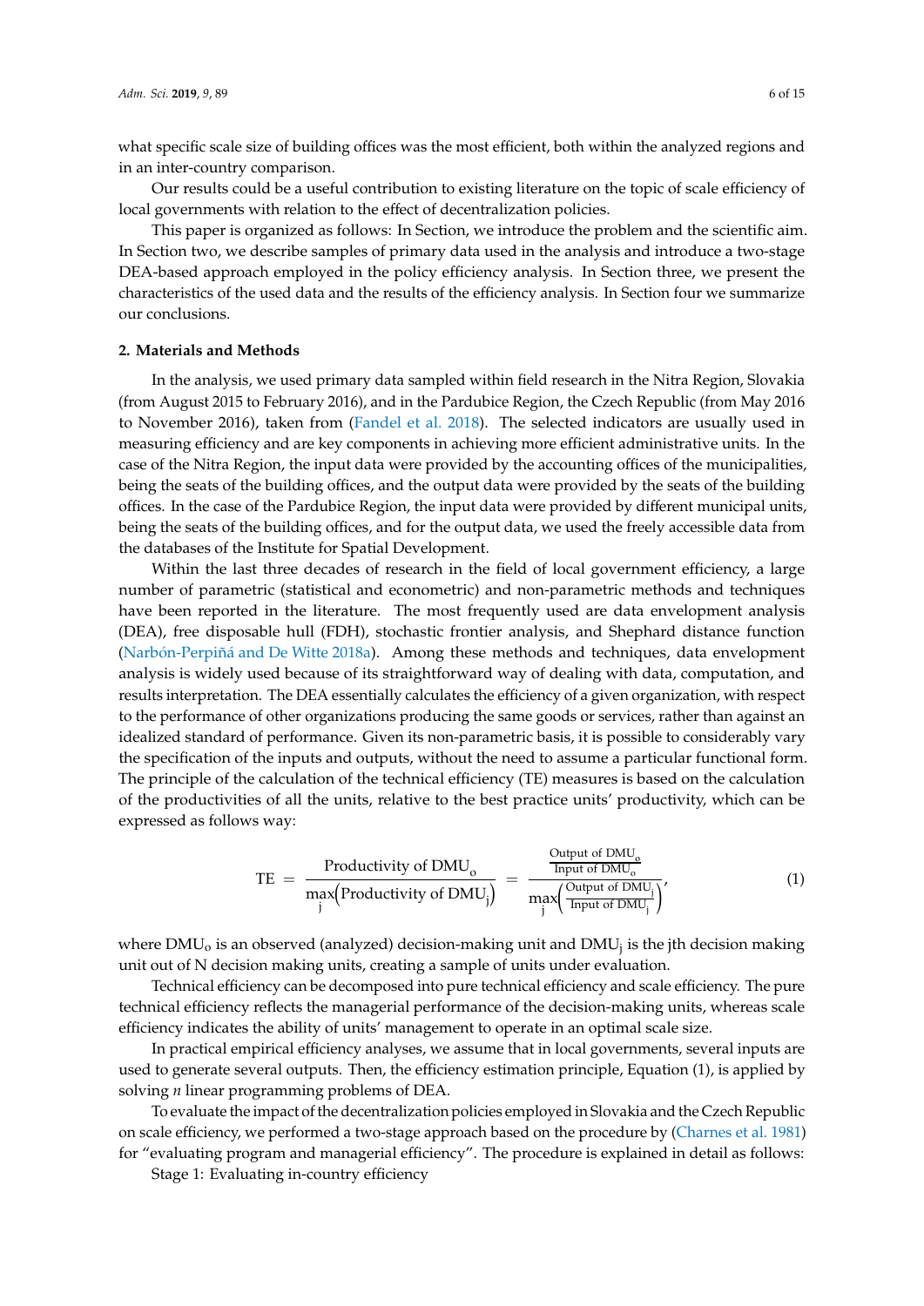what specific scale size of building offices was the most efficient, both within the analyzed regions and in an inter-country comparison.

Our results could be a useful contribution to existing literature on the topic of scale efficiency of local governments with relation to the effect of decentralization policies.

This paper is organized as follows: In Section, we introduce the problem and the scientific aim. In Section two, we describe samples of primary data used in the analysis and introduce a two-stage DEA-based approach employed in the policy efficiency analysis. In Section three, we present the characteristics of the used data and the results of the efficiency analysis. In Section four we summarize our conclusions.

## 2. Materials and Methods

In the analysis, we used primary data sampled within field research in the Nitra Region, Slovakia (from August 2015 to February 2016), and in the Pardubice Region, the Czech Republic (from May 2016 to November 2016), taken from (Fandel et al. 2018). The selected indicators are usually used in measuring efficiency and are key components in achieving more efficient administrative units. In the case of the Nitra Region, the input data were provided by the accounting offices of the municipalities, being the seats of the building offices, and the output data were provided by the seats of the building offices. In the case of the Pardubice Region, the input data were provided by different municipal units, being the seats of the building offices, and for the output data, we used the freely accessible data from the databases of the Institute for Spatial Development.

Within the last three decades of research in the field of local government efficiency, a large number of parametric (statistical and econometric) and non-parametric methods and techniques have been reported in the literature. The most frequently used are data envelopment analysis (DEA), free disposable hull (FDH), stochastic frontier analysis, and Shephard distance function (Narbón-Perpiñá and De Witte 2018a). Among these methods and techniques, data envelopment analysis is widely used because of its straightforward way of dealing with data, computation, and results interpretation. The DEA essentially calculates the efficiency of a given organization, with respect to the performance of other organizations producing the same goods or services, rather than against an idealized standard of performance. Given its non-parametric basis, it is possible to considerably vary the specification of the inputs and outputs, without the need to assume a particular functional form. The principle of the calculation of the technical efficiency (TE) measures is based on the calculation of the productivities of all the units, relative to the best practice units' productivity, which can be expressed as follows way:

$$\mathrm{TE} = \frac{\text{Productivity of DMU}_o}{\max\limits_j\left(\text{Productivity of DMU}_j\right)} = \frac{\frac{\text{Output of DMU}_o}{\text{Input of DMU}_o}}{\max\limits_j\left(\frac{\text{Output of DMU}_j}{\text{Input of DMU}_j}\right)}, \tag{1}$$

where $\mathrm{DMU_o}$ is an observed (analyzed) decision-making unit and $\mathrm{DMU_j}$ is the jth decision making unit out of N decision making units, creating a sample of units under evaluation.

Technical efficiency can be decomposed into pure technical efficiency and scale efficiency. The pure technical efficiency reflects the managerial performance of the decision-making units, whereas scale efficiency indicates the ability of units' management to operate in an optimal scale size.

In practical empirical efficiency analyses, we assume that in local governments, several inputs are used to generate several outputs. Then, the efficiency estimation principle, Equation (1), is applied by solving $n$ linear programming problems of DEA.

To evaluate the impact of the decentralization policies employed in Slovakia and the Czech Republic on scale efficiency, we performed a two-stage approach based on the procedure by (Charnes et al. 1981) for "evaluating program and managerial efficiency". The procedure is explained in detail as follows:

Stage 1: Evaluating in-country efficiency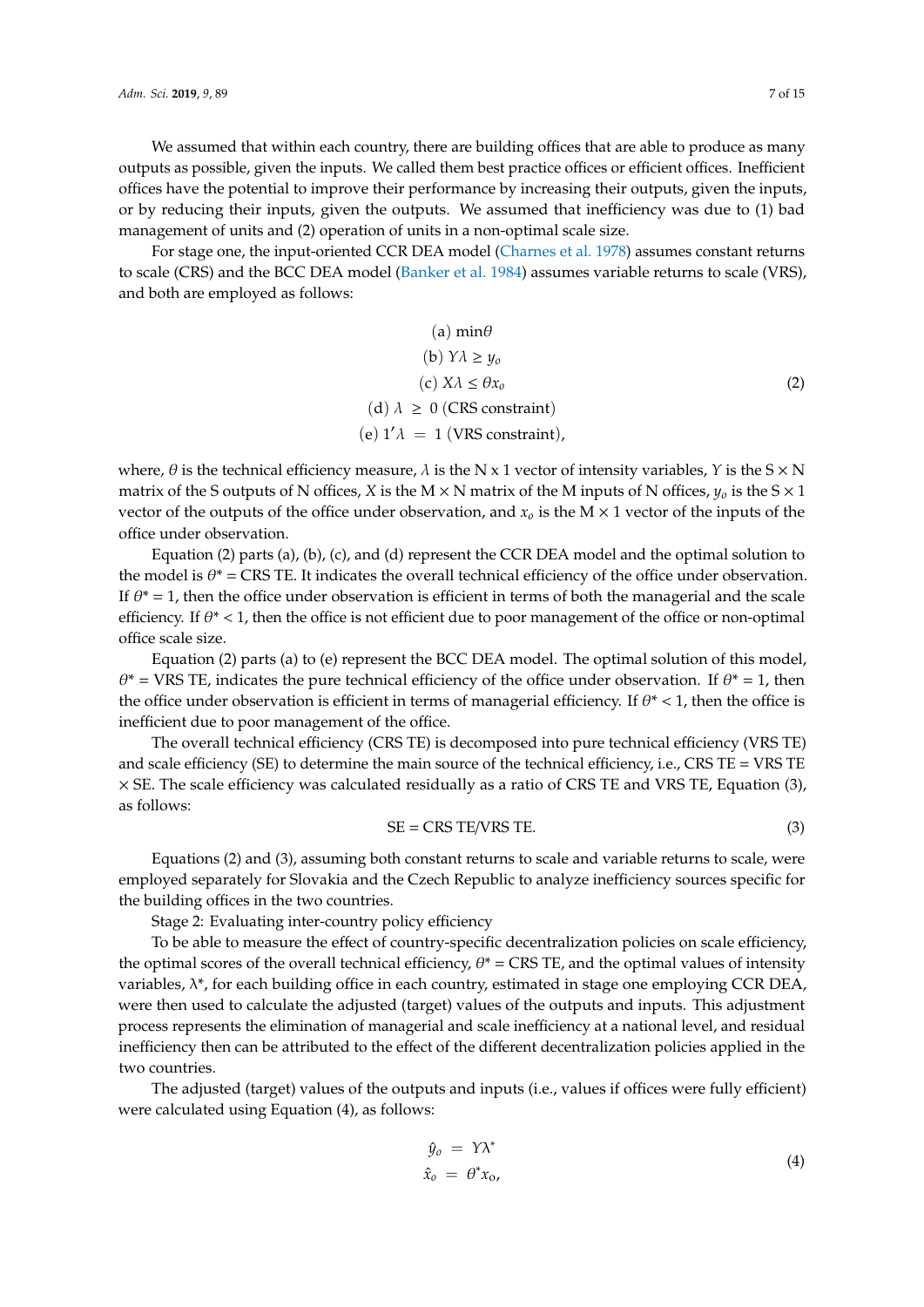We assumed that within each country, there are building offices that are able to produce as many outputs as possible, given the inputs. We called them best practice offices or efficient offices. Inefficient offices have the potential to improve their performance by increasing their outputs, given the inputs, or by reducing their inputs, given the outputs. We assumed that inefficiency was due to (1) bad management of units and (2) operation of units in a non-optimal scale size.

For stage one, the input-oriented CCR DEA model (Charnes et al. 1978) assumes constant returns to scale (CRS) and the BCC DEA model (Banker et al. 1984) assumes variable returns to scale (VRS), and both are employed as follows:

$$
\begin{aligned}
&(\text{a}) \ \min\theta \\
&(\text{b}) \ Y\lambda \geq y_o \\
&(\text{c}) \ X\lambda \leq \theta x_o \\
&(\text{d}) \ \lambda \ \geq \ 0 \ (\text{CRS constraint}) \\
&(\text{e}) \ 1'\lambda \ = \ 1 \ (\text{VRS constraint}),
\end{aligned}
\tag{2}
$$

where, $\theta$ is the technical efficiency measure, $\lambda$ is the N x 1 vector of intensity variables, $Y$ is the S $\times$ N matrix of the S outputs of N offices, $X$ is the M $\times$ N matrix of the M inputs of N offices, $y_o$ is the S $\times$ 1 vector of the outputs of the office under observation, and $x_o$ is the M $\times$ 1 vector of the inputs of the office under observation.

Equation (2) parts (a), (b), (c), and (d) represent the CCR DEA model and the optimal solution to the model is $\theta^*$ = CRS TE. It indicates the overall technical efficiency of the office under observation. If $\theta^* = 1$, then the office under observation is efficient in terms of both the managerial and the scale efficiency. If $\theta^* < 1$, then the office is not efficient due to poor management of the office or non-optimal office scale size.

Equation (2) parts (a) to (e) represent the BCC DEA model. The optimal solution of this model, $\theta^*$ = VRS TE, indicates the pure technical efficiency of the office under observation. If $\theta^* = 1$, then the office under observation is efficient in terms of managerial efficiency. If $\theta^* < 1$, then the office is inefficient due to poor management of the office.

The overall technical efficiency (CRS TE) is decomposed into pure technical efficiency (VRS TE) and scale efficiency (SE) to determine the main source of the technical efficiency, i.e., CRS TE = VRS TE $\times$ SE. The scale efficiency was calculated residually as a ratio of CRS TE and VRS TE, Equation (3), as follows:

$$
\text{SE} = \text{CRS TE}/\text{VRS TE}. \tag{3}
$$

Equations (2) and (3), assuming both constant returns to scale and variable returns to scale, were employed separately for Slovakia and the Czech Republic to analyze inefficiency sources specific for the building offices in the two countries.

Stage 2: Evaluating inter-country policy efficiency

To be able to measure the effect of country-specific decentralization policies on scale efficiency, the optimal scores of the overall technical efficiency, $\theta^*$ = CRS TE, and the optimal values of intensity variables, $\lambda^*$, for each building office in each country, estimated in stage one employing CCR DEA, were then used to calculate the adjusted (target) values of the outputs and inputs. This adjustment process represents the elimination of managerial and scale inefficiency at a national level, and residual inefficiency then can be attributed to the effect of the different decentralization policies applied in the two countries.

The adjusted (target) values of the outputs and inputs (i.e., values if offices were fully efficient) were calculated using Equation (4), as follows:

$$
\begin{aligned}
\hat{y}_o \ &= \ Y\lambda^* \\
\hat{x}_o \ &= \ \theta^* x_o,
\end{aligned}
\tag{4}
$$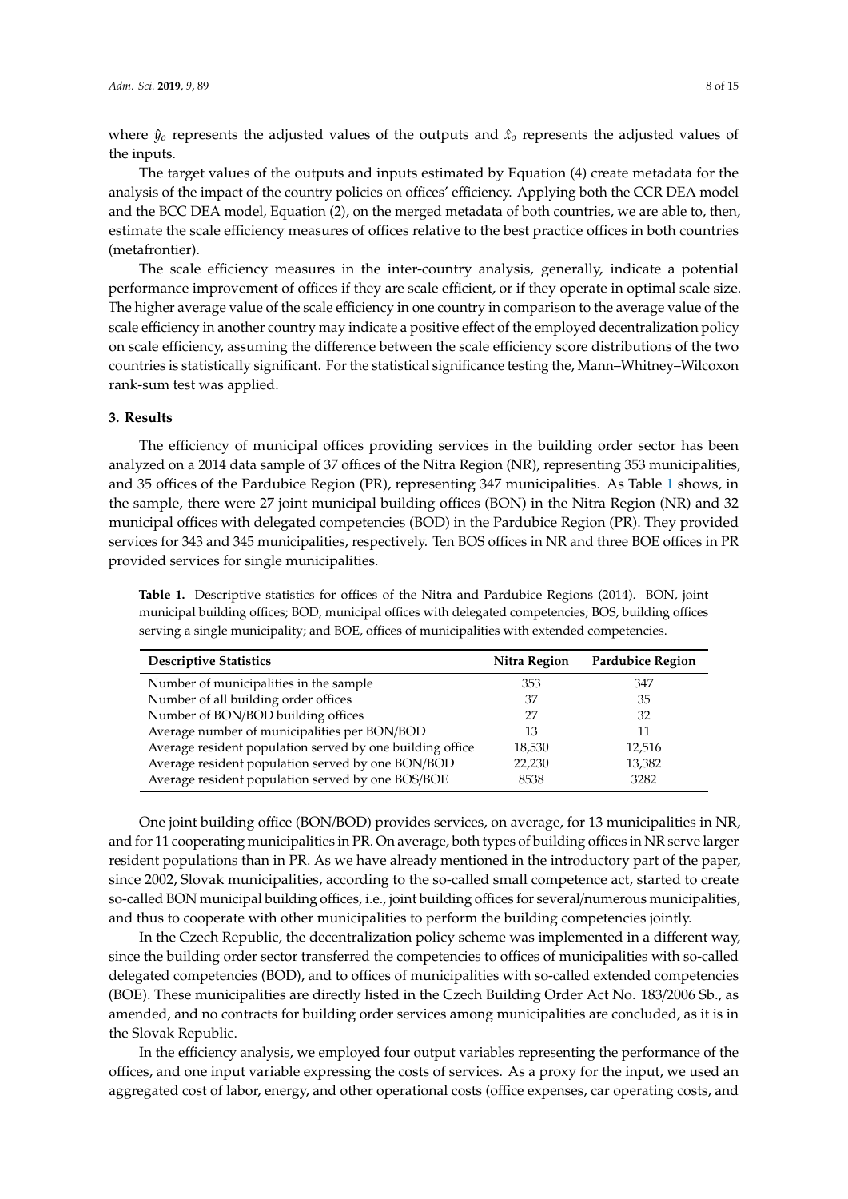where $\hat{y}_o$ represents the adjusted values of the outputs and $\hat{x}_o$ represents the adjusted values of the inputs.

The target values of the outputs and inputs estimated by Equation (4) create metadata for the analysis of the impact of the country policies on offices' efficiency. Applying both the CCR DEA model and the BCC DEA model, Equation (2), on the merged metadata of both countries, we are able to, then, estimate the scale efficiency measures of offices relative to the best practice offices in both countries (metafrontier).

The scale efficiency measures in the inter-country analysis, generally, indicate a potential performance improvement of offices if they are scale efficient, or if they operate in optimal scale size. The higher average value of the scale efficiency in one country in comparison to the average value of the scale efficiency in another country may indicate a positive effect of the employed decentralization policy on scale efficiency, assuming the difference between the scale efficiency score distributions of the two countries is statistically significant. For the statistical significance testing the, Mann–Whitney–Wilcoxon rank-sum test was applied.

## 3. Results

The efficiency of municipal offices providing services in the building order sector has been analyzed on a 2014 data sample of 37 offices of the Nitra Region (NR), representing 353 municipalities, and 35 offices of the Pardubice Region (PR), representing 347 municipalities. As Table 1 shows, in the sample, there were 27 joint municipal building offices (BON) in the Nitra Region (NR) and 32 municipal offices with delegated competencies (BOD) in the Pardubice Region (PR). They provided services for 343 and 345 municipalities, respectively. Ten BOS offices in NR and three BOE offices in PR provided services for single municipalities.

**Table 1.** Descriptive statistics for offices of the Nitra and Pardubice Regions (2014). BON, joint municipal building offices; BOD, municipal offices with delegated competencies; BOS, building offices serving a single municipality; and BOE, offices of municipalities with extended competencies.

| Descriptive Statistics | Nitra Region | Pardubice Region |
|---|---|---|
| Number of municipalities in the sample | 353 | 347 |
| Number of all building order offices | 37 | 35 |
| Number of BON/BOD building offices | 27 | 32 |
| Average number of municipalities per BON/BOD | 13 | 11 |
| Average resident population served by one building office | 18,530 | 12,516 |
| Average resident population served by one BON/BOD | 22,230 | 13,382 |
| Average resident population served by one BOS/BOE | 8538 | 3282 |

One joint building office (BON/BOD) provides services, on average, for 13 municipalities in NR, and for 11 cooperating municipalities in PR. On average, both types of building offices in NR serve larger resident populations than in PR. As we have already mentioned in the introductory part of the paper, since 2002, Slovak municipalities, according to the so-called small competence act, started to create so-called BON municipal building offices, i.e., joint building offices for several/numerous municipalities, and thus to cooperate with other municipalities to perform the building competencies jointly.

In the Czech Republic, the decentralization policy scheme was implemented in a different way, since the building order sector transferred the competencies to offices of municipalities with so-called delegated competencies (BOD), and to offices of municipalities with so-called extended competencies (BOE). These municipalities are directly listed in the Czech Building Order Act No. 183/2006 Sb., as amended, and no contracts for building order services among municipalities are concluded, as it is in the Slovak Republic.

In the efficiency analysis, we employed four output variables representing the performance of the offices, and one input variable expressing the costs of services. As a proxy for the input, we used an aggregated cost of labor, energy, and other operational costs (office expenses, car operating costs, and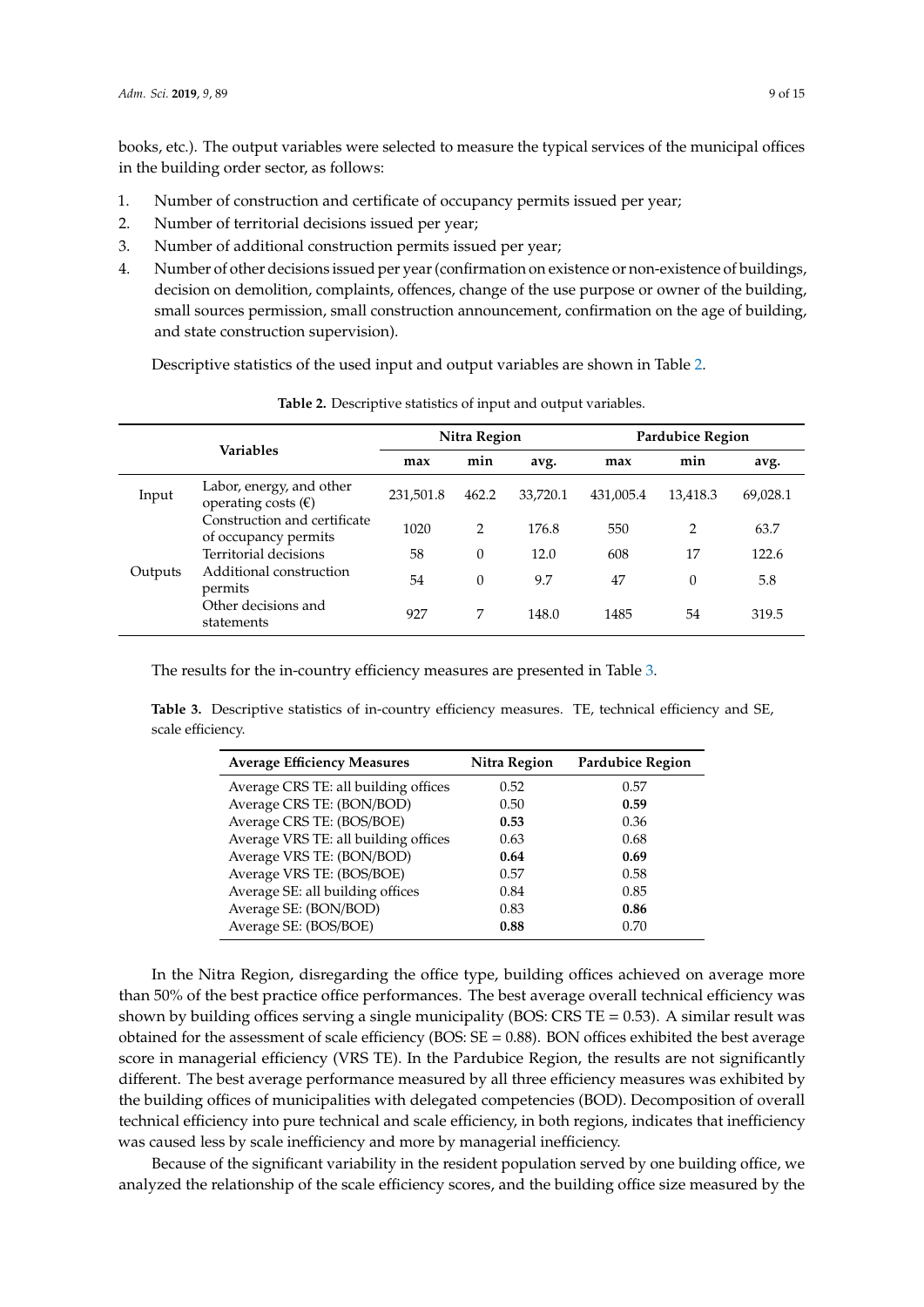books, etc.). The output variables were selected to measure the typical services of the municipal offices in the building order sector, as follows:

1. Number of construction and certificate of occupancy permits issued per year;
2. Number of territorial decisions issued per year;
3. Number of additional construction permits issued per year;
4. Number of other decisions issued per year (confirmation on existence or non-existence of buildings, decision on demolition, complaints, offences, change of the use purpose or owner of the building, small sources permission, small construction announcement, confirmation on the age of building, and state construction supervision).

Descriptive statistics of the used input and output variables are shown in Table 2.

**Table 2.** Descriptive statistics of input and output variables.

| Variables | | Nitra Region | | | Pardubice Region | | |
|---|---|---|---|---|---|---|---|
| | | max | min | avg. | max | min | avg. |
| Input | Labor, energy, and other operating costs (€) | 231,501.8 | 462.2 | 33,720.1 | 431,005.4 | 13,418.3 | 69,028.1 |
| Outputs | Construction and certificate of occupancy permits | 1020 | 2 | 176.8 | 550 | 2 | 63.7 |
| | Territorial decisions | 58 | 0 | 12.0 | 608 | 17 | 122.6 |
| | Additional construction permits | 54 | 0 | 9.7 | 47 | 0 | 5.8 |
| | Other decisions and statements | 927 | 7 | 148.0 | 1485 | 54 | 319.5 |

The results for the in-country efficiency measures are presented in Table 3.

**Table 3.** Descriptive statistics of in-country efficiency measures. TE, technical efficiency and SE, scale efficiency.

| Average Efficiency Measures | Nitra Region | Pardubice Region |
|---|---|---|
| Average CRS TE: all building offices | 0.52 | 0.57 |
| Average CRS TE: (BON/BOD) | 0.50 | **0.59** |
| Average CRS TE: (BOS/BOE) | **0.53** | 0.36 |
| Average VRS TE: all building offices | 0.63 | 0.68 |
| Average VRS TE: (BON/BOD) | **0.64** | **0.69** |
| Average VRS TE: (BOS/BOE) | 0.57 | 0.58 |
| Average SE: all building offices | 0.84 | 0.85 |
| Average SE: (BON/BOD) | 0.83 | **0.86** |
| Average SE: (BOS/BOE) | **0.88** | 0.70 |

In the Nitra Region, disregarding the office type, building offices achieved on average more than 50% of the best practice office performances. The best average overall technical efficiency was shown by building offices serving a single municipality (BOS: CRS TE = 0.53). A similar result was obtained for the assessment of scale efficiency (BOS: SE = 0.88). BON offices exhibited the best average score in managerial efficiency (VRS TE). In the Pardubice Region, the results are not significantly different. The best average performance measured by all three efficiency measures was exhibited by the building offices of municipalities with delegated competencies (BOD). Decomposition of overall technical efficiency into pure technical and scale efficiency, in both regions, indicates that inefficiency was caused less by scale inefficiency and more by managerial inefficiency.

Because of the significant variability in the resident population served by one building office, we analyzed the relationship of the scale efficiency scores, and the building office size measured by the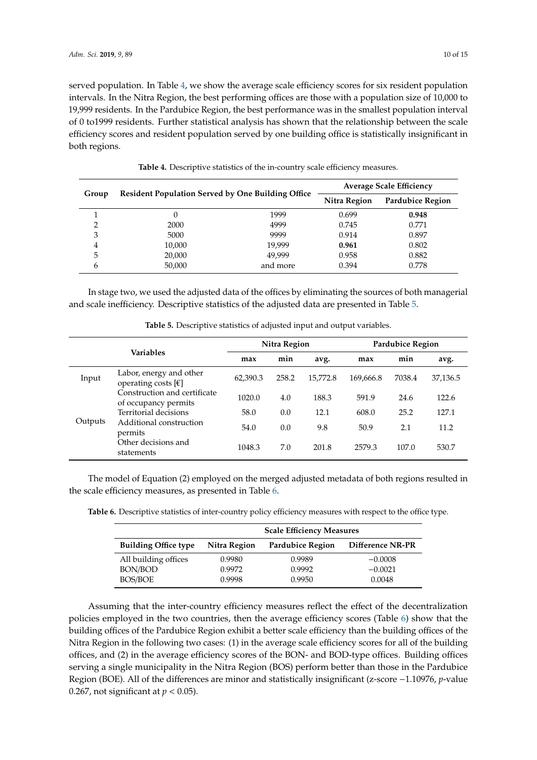served population. In Table 4, we show the average scale efficiency scores for six resident population intervals. In the Nitra Region, the best performing offices are those with a population size of 10,000 to 19,999 residents. In the Pardubice Region, the best performance was in the smallest population interval of 0 to1999 residents. Further statistical analysis has shown that the relationship between the scale efficiency scores and resident population served by one building office is statistically insignificant in both regions.

**Table 4.** Descriptive statistics of the in-country scale efficiency measures.

| Group | Resident Population Served by One Building Office | | Average Scale Efficiency | |
|---|---|---|---|---|
| | | | Nitra Region | Pardubice Region |
| 1 | 0 | 1999 | 0.699 | **0.948** |
| 2 | 2000 | 4999 | 0.745 | 0.771 |
| 3 | 5000 | 9999 | 0.914 | 0.897 |
| 4 | 10,000 | 19,999 | **0.961** | 0.802 |
| 5 | 20,000 | 49,999 | 0.958 | 0.882 |
| 6 | 50,000 | and more | 0.394 | 0.778 |

In stage two, we used the adjusted data of the offices by eliminating the sources of both managerial and scale inefficiency. Descriptive statistics of the adjusted data are presented in Table 5.

**Table 5.** Descriptive statistics of adjusted input and output variables.

| Variables | | Nitra Region | | | Pardubice Region | | |
|---|---|---|---|---|---|---|---|
| | | max | min | avg. | max | min | avg. |
| Input | Labor, energy and other operating costs [€] | 62,390.3 | 258.2 | 15,772.8 | 169,666.8 | 7038.4 | 37,136.5 |
| Outputs | Construction and certificate of occupancy permits | 1020.0 | 4.0 | 188.3 | 591.9 | 24.6 | 122.6 |
| | Territorial decisions | 58.0 | 0.0 | 12.1 | 608.0 | 25.2 | 127.1 |
| | Additional construction permits | 54.0 | 0.0 | 9.8 | 50.9 | 2.1 | 11.2 |
| | Other decisions and statements | 1048.3 | 7.0 | 201.8 | 2579.3 | 107.0 | 530.7 |

The model of Equation (2) employed on the merged adjusted metadata of both regions resulted in the scale efficiency measures, as presented in Table 6.

**Table 6.** Descriptive statistics of inter-country policy efficiency measures with respect to the office type.

| | Scale Efficiency Measures | | |
|---|---|---|---|
| Building Office type | Nitra Region | Pardubice Region | Difference NR-PR |
| All building offices | 0.9980 | 0.9989 | −0.0008 |
| BON/BOD | 0.9972 | 0.9992 | −0.0021 |
| BOS/BOE | 0.9998 | 0.9950 | 0.0048 |

Assuming that the inter-country efficiency measures reflect the effect of the decentralization policies employed in the two countries, then the average efficiency scores (Table 6) show that the building offices of the Pardubice Region exhibit a better scale efficiency than the building offices of the Nitra Region in the following two cases: (1) in the average scale efficiency scores for all of the building offices, and (2) in the average efficiency scores of the BON- and BOD-type offices. Building offices serving a single municipality in the Nitra Region (BOS) perform better than those in the Pardubice Region (BOE). All of the differences are minor and statistically insignificant (z-score −1.10976, $p$-value 0.267, not significant at $p < 0.05$).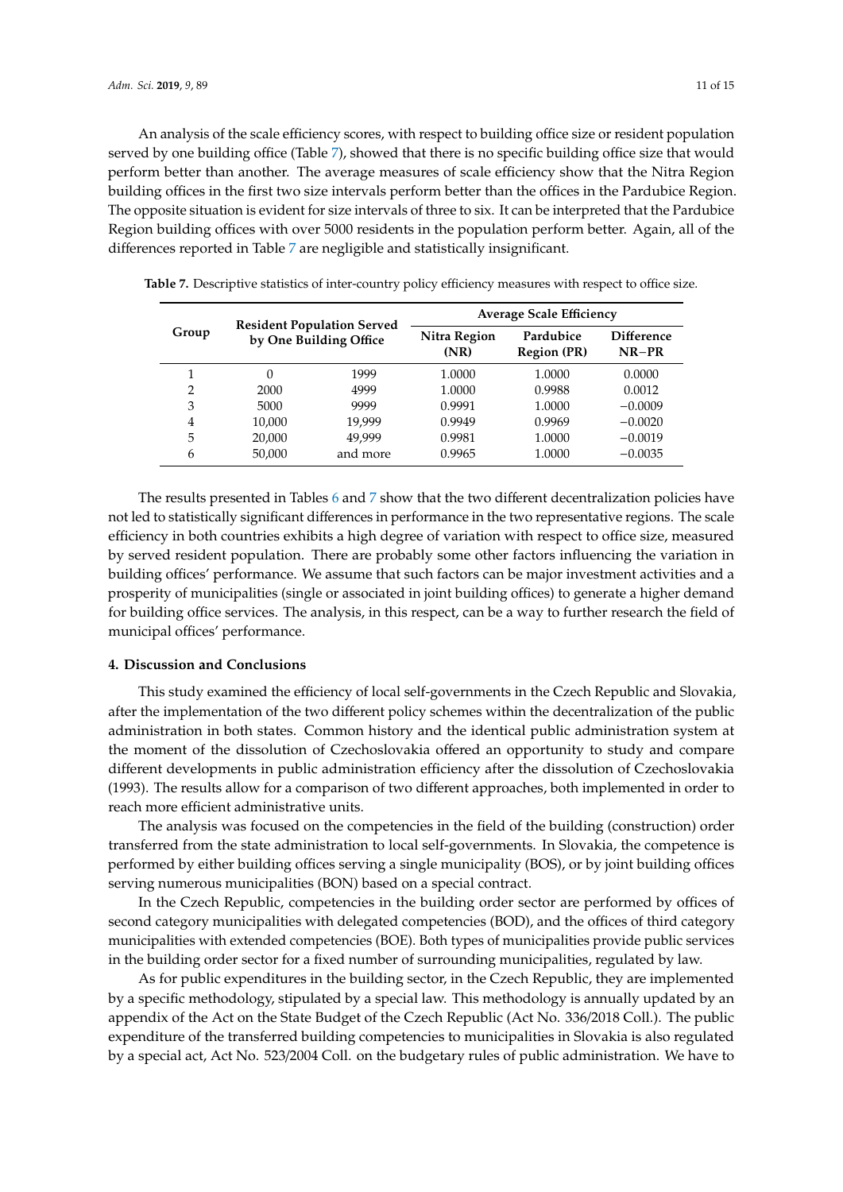An analysis of the scale efficiency scores, with respect to building office size or resident population served by one building office (Table 7), showed that there is no specific building office size that would perform better than another. The average measures of scale efficiency show that the Nitra Region building offices in the first two size intervals perform better than the offices in the Pardubice Region. The opposite situation is evident for size intervals of three to six. It can be interpreted that the Pardubice Region building offices with over 5000 residents in the population perform better. Again, all of the differences reported in Table 7 are negligible and statistically insignificant.

**Table 7.** Descriptive statistics of inter-country policy efficiency measures with respect to office size.

| Group | Resident Population Served by One Building Office | | Average Scale Efficiency | | |
|---|---|---|---|---|---|
| | | | Nitra Region (NR) | Pardubice Region (PR) | Difference NR−PR |
| 1 | 0 | 1999 | 1.0000 | 1.0000 | 0.0000 |
| 2 | 2000 | 4999 | 1.0000 | 0.9988 | 0.0012 |
| 3 | 5000 | 9999 | 0.9991 | 1.0000 | −0.0009 |
| 4 | 10,000 | 19,999 | 0.9949 | 0.9969 | −0.0020 |
| 5 | 20,000 | 49,999 | 0.9981 | 1.0000 | −0.0019 |
| 6 | 50,000 | and more | 0.9965 | 1.0000 | −0.0035 |

The results presented in Tables 6 and 7 show that the two different decentralization policies have not led to statistically significant differences in performance in the two representative regions. The scale efficiency in both countries exhibits a high degree of variation with respect to office size, measured by served resident population. There are probably some other factors influencing the variation in building offices' performance. We assume that such factors can be major investment activities and a prosperity of municipalities (single or associated in joint building offices) to generate a higher demand for building office services. The analysis, in this respect, can be a way to further research the field of municipal offices' performance.

## 4. Discussion and Conclusions

This study examined the efficiency of local self-governments in the Czech Republic and Slovakia, after the implementation of the two different policy schemes within the decentralization of the public administration in both states. Common history and the identical public administration system at the moment of the dissolution of Czechoslovakia offered an opportunity to study and compare different developments in public administration efficiency after the dissolution of Czechoslovakia (1993). The results allow for a comparison of two different approaches, both implemented in order to reach more efficient administrative units.

The analysis was focused on the competencies in the field of the building (construction) order transferred from the state administration to local self-governments. In Slovakia, the competence is performed by either building offices serving a single municipality (BOS), or by joint building offices serving numerous municipalities (BON) based on a special contract.

In the Czech Republic, competencies in the building order sector are performed by offices of second category municipalities with delegated competencies (BOD), and the offices of third category municipalities with extended competencies (BOE). Both types of municipalities provide public services in the building order sector for a fixed number of surrounding municipalities, regulated by law.

As for public expenditures in the building sector, in the Czech Republic, they are implemented by a specific methodology, stipulated by a special law. This methodology is annually updated by an appendix of the Act on the State Budget of the Czech Republic (Act No. 336/2018 Coll.). The public expenditure of the transferred building competencies to municipalities in Slovakia is also regulated by a special act, Act No. 523/2004 Coll. on the budgetary rules of public administration. We have to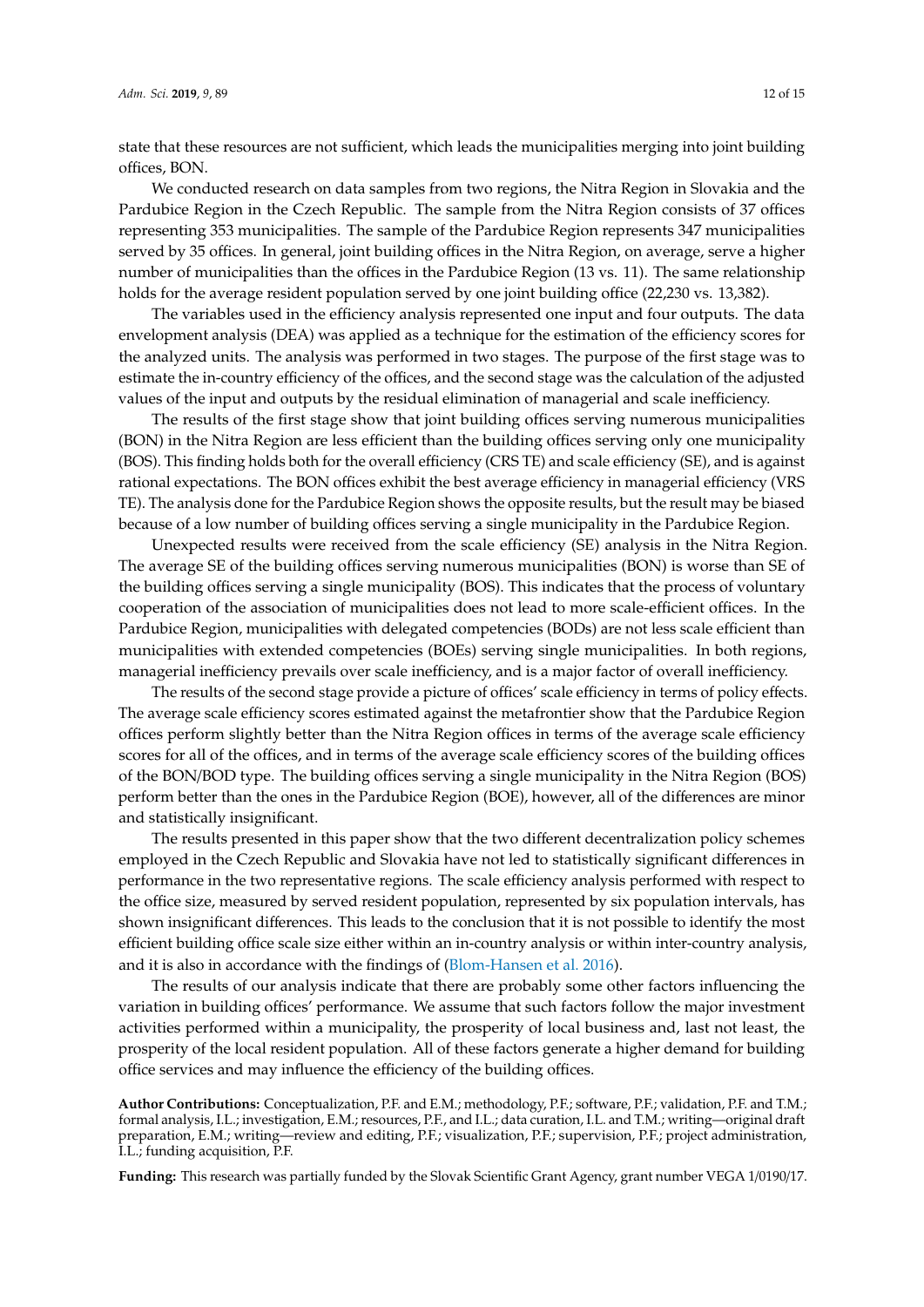state that these resources are not sufficient, which leads the municipalities merging into joint building offices, BON.

We conducted research on data samples from two regions, the Nitra Region in Slovakia and the Pardubice Region in the Czech Republic. The sample from the Nitra Region consists of 37 offices representing 353 municipalities. The sample of the Pardubice Region represents 347 municipalities served by 35 offices. In general, joint building offices in the Nitra Region, on average, serve a higher number of municipalities than the offices in the Pardubice Region (13 vs. 11). The same relationship holds for the average resident population served by one joint building office (22,230 vs. 13,382).

The variables used in the efficiency analysis represented one input and four outputs. The data envelopment analysis (DEA) was applied as a technique for the estimation of the efficiency scores for the analyzed units. The analysis was performed in two stages. The purpose of the first stage was to estimate the in-country efficiency of the offices, and the second stage was the calculation of the adjusted values of the input and outputs by the residual elimination of managerial and scale inefficiency.

The results of the first stage show that joint building offices serving numerous municipalities (BON) in the Nitra Region are less efficient than the building offices serving only one municipality (BOS). This finding holds both for the overall efficiency (CRS TE) and scale efficiency (SE), and is against rational expectations. The BON offices exhibit the best average efficiency in managerial efficiency (VRS TE). The analysis done for the Pardubice Region shows the opposite results, but the result may be biased because of a low number of building offices serving a single municipality in the Pardubice Region.

Unexpected results were received from the scale efficiency (SE) analysis in the Nitra Region. The average SE of the building offices serving numerous municipalities (BON) is worse than SE of the building offices serving a single municipality (BOS). This indicates that the process of voluntary cooperation of the association of municipalities does not lead to more scale-efficient offices. In the Pardubice Region, municipalities with delegated competencies (BODs) are not less scale efficient than municipalities with extended competencies (BOEs) serving single municipalities. In both regions, managerial inefficiency prevails over scale inefficiency, and is a major factor of overall inefficiency.

The results of the second stage provide a picture of offices' scale efficiency in terms of policy effects. The average scale efficiency scores estimated against the metafrontier show that the Pardubice Region offices perform slightly better than the Nitra Region offices in terms of the average scale efficiency scores for all of the offices, and in terms of the average scale efficiency scores of the building offices of the BON/BOD type. The building offices serving a single municipality in the Nitra Region (BOS) perform better than the ones in the Pardubice Region (BOE), however, all of the differences are minor and statistically insignificant.

The results presented in this paper show that the two different decentralization policy schemes employed in the Czech Republic and Slovakia have not led to statistically significant differences in performance in the two representative regions. The scale efficiency analysis performed with respect to the office size, measured by served resident population, represented by six population intervals, has shown insignificant differences. This leads to the conclusion that it is not possible to identify the most efficient building office scale size either within an in-country analysis or within inter-country analysis, and it is also in accordance with the findings of (Blom-Hansen et al. 2016).

The results of our analysis indicate that there are probably some other factors influencing the variation in building offices' performance. We assume that such factors follow the major investment activities performed within a municipality, the prosperity of local business and, last not least, the prosperity of the local resident population. All of these factors generate a higher demand for building office services and may influence the efficiency of the building offices.

**Author Contributions:** Conceptualization, P.F. and E.M.; methodology, P.F.; software, P.F.; validation, P.F. and T.M.; formal analysis, I.L.; investigation, E.M.; resources, P.F., and I.L.; data curation, I.L. and T.M.; writing—original draft preparation, E.M.; writing—review and editing, P.F.; visualization, P.F.; supervision, P.F.; project administration, I.L.; funding acquisition, P.F.

**Funding:** This research was partially funded by the Slovak Scientific Grant Agency, grant number VEGA 1/0190/17.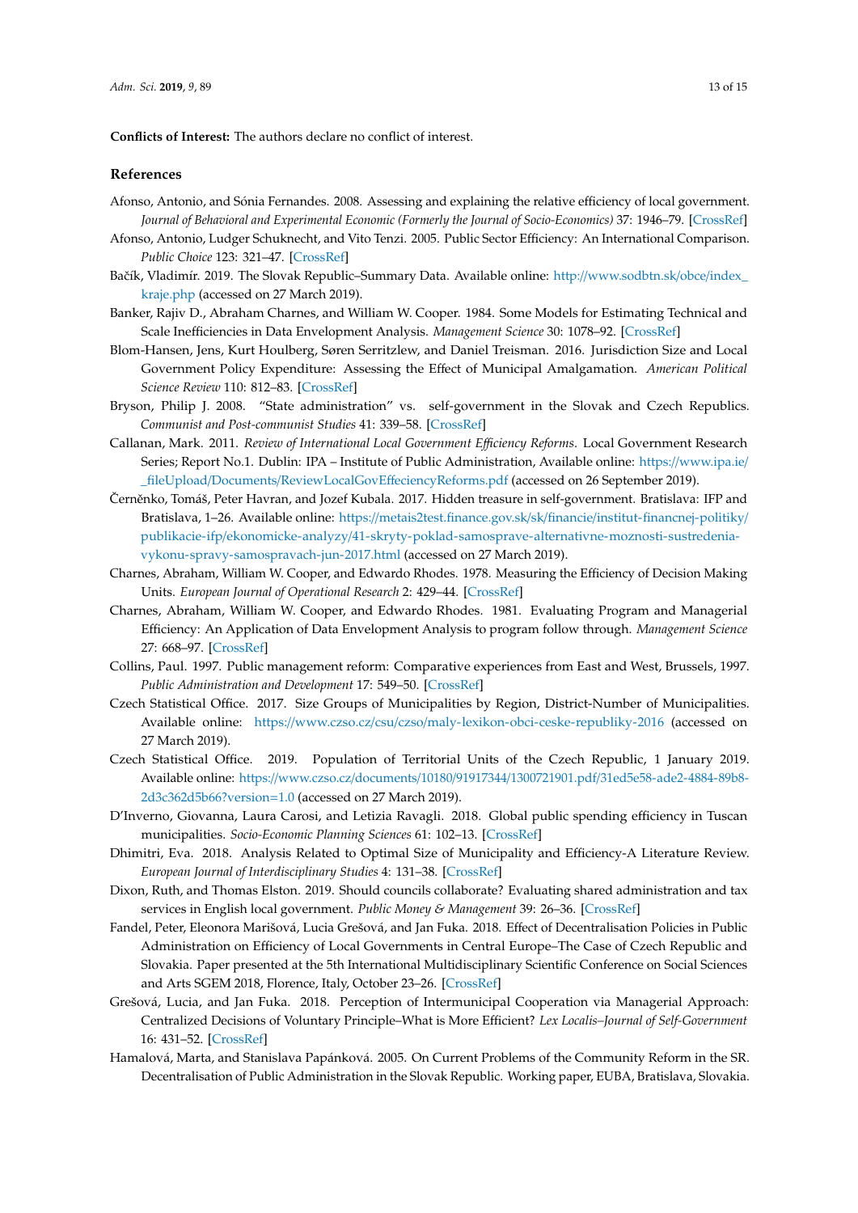**Conflicts of Interest:** The authors declare no conflict of interest.

## References

Afonso, Antonio, and Sónia Fernandes. 2008. Assessing and explaining the relative efficiency of local government. *Journal of Behavioral and Experimental Economic (Formerly the Journal of Socio-Economics)* 37: 1946–79. [CrossRef]

Afonso, Antonio, Ludger Schuknecht, and Vito Tenzi. 2005. Public Sector Efficiency: An International Comparison. *Public Choice* 123: 321–47. [CrossRef]

Bačík, Vladimír. 2019. The Slovak Republic–Summary Data. Available online: http://www.sodbtn.sk/obce/index_kraje.php (accessed on 27 March 2019).

Banker, Rajiv D., Abraham Charnes, and William W. Cooper. 1984. Some Models for Estimating Technical and Scale Inefficiencies in Data Envelopment Analysis. *Management Science* 30: 1078–92. [CrossRef]

Blom-Hansen, Jens, Kurt Houlberg, Søren Serritzlew, and Daniel Treisman. 2016. Jurisdiction Size and Local Government Policy Expenditure: Assessing the Effect of Municipal Amalgamation. *American Political Science Review* 110: 812–83. [CrossRef]

Bryson, Philip J. 2008. "State administration" vs. self-government in the Slovak and Czech Republics. *Communist and Post-communist Studies* 41: 339–58. [CrossRef]

Callanan, Mark. 2011. *Review of International Local Government Efficiency Reforms*. Local Government Research Series; Report No.1. Dublin: IPA – Institute of Public Administration, Available online: https://www.ipa.ie/_fileUpload/Documents/ReviewLocalGovEffeciencyReforms.pdf (accessed on 26 September 2019).

Černěnko, Tomáš, Peter Havran, and Jozef Kubala. 2017. Hidden treasure in self-government. Bratislava: IFP and Bratislava, 1–26. Available online: https://metais2test.finance.gov.sk/sk/financie/institut-financnej-politiky/publikacie-ifp/ekonomicke-analyzy/41-skryty-poklad-samosprave-alternativne-moznosti-sustredenia-vykonu-spravy-samospravach-jun-2017.html (accessed on 27 March 2019).

Charnes, Abraham, William W. Cooper, and Edwardo Rhodes. 1978. Measuring the Efficiency of Decision Making Units. *European Journal of Operational Research* 2: 429–44. [CrossRef]

Charnes, Abraham, William W. Cooper, and Edwardo Rhodes. 1981. Evaluating Program and Managerial Efficiency: An Application of Data Envelopment Analysis to program follow through. *Management Science* 27: 668–97. [CrossRef]

Collins, Paul. 1997. Public management reform: Comparative experiences from East and West, Brussels, 1997. *Public Administration and Development* 17: 549–50. [CrossRef]

Czech Statistical Office. 2017. Size Groups of Municipalities by Region, District-Number of Municipalities. Available online: https://www.czso.cz/csu/czso/maly-lexikon-obci-ceske-republiky-2016 (accessed on 27 March 2019).

Czech Statistical Office. 2019. Population of Territorial Units of the Czech Republic, 1 January 2019. Available online: https://www.czso.cz/documents/10180/91917344/1300721901.pdf/31ed5e58-ade2-4884-89b8-2d3c362d5b66?version=1.0 (accessed on 27 March 2019).

D'Inverno, Giovanna, Laura Carosi, and Letizia Ravagli. 2018. Global public spending efficiency in Tuscan municipalities. *Socio-Economic Planning Sciences* 61: 102–13. [CrossRef]

Dhimitri, Eva. 2018. Analysis Related to Optimal Size of Municipality and Efficiency-A Literature Review. *European Journal of Interdisciplinary Studies* 4: 131–38. [CrossRef]

Dixon, Ruth, and Thomas Elston. 2019. Should councils collaborate? Evaluating shared administration and tax services in English local government. *Public Money & Management* 39: 26–36. [CrossRef]

Fandel, Peter, Eleonora Marišová, Lucia Grešová, and Jan Fuka. 2018. Effect of Decentralisation Policies in Public Administration on Efficiency of Local Governments in Central Europe–The Case of Czech Republic and Slovakia. Paper presented at the 5th International Multidisciplinary Scientific Conference on Social Sciences and Arts SGEM 2018, Florence, Italy, October 23–26. [CrossRef]

Grešová, Lucia, and Jan Fuka. 2018. Perception of Intermunicipal Cooperation via Managerial Approach: Centralized Decisions of Voluntary Principle–What is More Efficient? *Lex Localis–Journal of Self-Government* 16: 431–52. [CrossRef]

Hamalová, Marta, and Stanislava Papánková. 2005. On Current Problems of the Community Reform in the SR. Decentralisation of Public Administration in the Slovak Republic. Working paper, EUBA, Bratislava, Slovakia.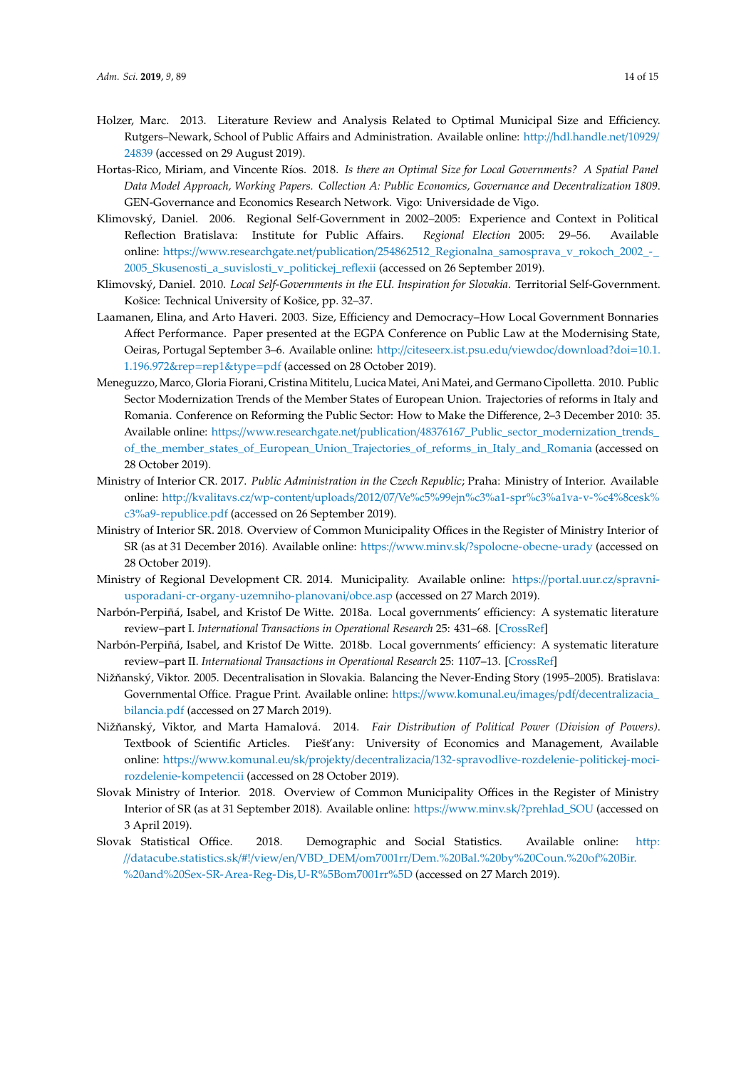Holzer, Marc. 2013. Literature Review and Analysis Related to Optimal Municipal Size and Efficiency. Rutgers–Newark, School of Public Affairs and Administration. Available online: http://hdl.handle.net/10929/24839 (accessed on 29 August 2019).

Hortas-Rico, Miriam, and Vincente Ríos. 2018. *Is there an Optimal Size for Local Governments? A Spatial Panel Data Model Approach, Working Papers. Collection A: Public Economics, Governance and Decentralization 1809*. GEN-Governance and Economics Research Network. Vigo: Universidade de Vigo.

Klimovský, Daniel. 2006. Regional Self-Government in 2002–2005: Experience and Context in Political Reflection Bratislava: Institute for Public Affairs. *Regional Election* 2005: 29–56. Available online: https://www.researchgate.net/publication/254862512_Regionalna_samosprava_v_rokoch_2002_-_2005_Skusenosti_a_suvislosti_v_politickej_reflexii (accessed on 26 September 2019).

Klimovský, Daniel. 2010. *Local Self-Governments in the EU. Inspiration for Slovakia*. Territorial Self-Government. Košice: Technical University of Košice, pp. 32–37.

Laamanen, Elina, and Arto Haveri. 2003. Size, Efficiency and Democracy–How Local Government Bonnaries Affect Performance. Paper presented at the EGPA Conference on Public Law at the Modernising State, Oeiras, Portugal September 3–6. Available online: http://citeseerx.ist.psu.edu/viewdoc/download?doi=10.1.1.196.972&rep=rep1&type=pdf (accessed on 28 October 2019).

Meneguzzo, Marco, Gloria Fiorani, Cristina Mititelu, Lucica Matei, Ani Matei, and Germano Cipolletta. 2010. Public Sector Modernization Trends of the Member States of European Union. Trajectories of reforms in Italy and Romania. Conference on Reforming the Public Sector: How to Make the Difference, 2–3 December 2010: 35. Available online: https://www.researchgate.net/publication/48376167_Public_sector_modernization_trends_of_the_member_states_of_European_Union_Trajectories_of_reforms_in_Italy_and_Romania (accessed on 28 October 2019).

Ministry of Interior CR. 2017. *Public Administration in the Czech Republic*; Praha: Ministry of Interior. Available online: http://kvalitavs.cz/wp-content/uploads/2012/07/Ve%c5%99ejn%c3%a1-spr%c3%a1va-v-%c4%8cesk%c3%a9-republice.pdf (accessed on 26 September 2019).

Ministry of Interior SR. 2018. Overview of Common Municipality Offices in the Register of Ministry Interior of SR (as at 31 December 2016). Available online: https://www.minv.sk/?spolocne-obecne-urady (accessed on 28 October 2019).

Ministry of Regional Development CR. 2014. Municipality. Available online: https://portal.uur.cz/spravni-usporadani-cr-organy-uzemniho-planovani/obce.asp (accessed on 27 March 2019).

Narbón-Perpiñá, Isabel, and Kristof De Witte. 2018a. Local governments' efficiency: A systematic literature review–part I. *International Transactions in Operational Research* 25: 431–68. [CrossRef]

Narbón-Perpiñá, Isabel, and Kristof De Witte. 2018b. Local governments' efficiency: A systematic literature review–part II. *International Transactions in Operational Research* 25: 1107–13. [CrossRef]

Nižňanský, Viktor. 2005. Decentralisation in Slovakia. Balancing the Never-Ending Story (1995–2005). Bratislava: Governmental Office. Prague Print. Available online: https://www.komunal.eu/images/pdf/decentralizacia_bilancia.pdf (accessed on 27 March 2019).

Nižňanský, Viktor, and Marta Hamalová. 2014. *Fair Distribution of Political Power (Division of Powers)*. Textbook of Scientific Articles. Piešťany: University of Economics and Management, Available online: https://www.komunal.eu/sk/projekty/decentralizacia/132-spravodlive-rozdelenie-politickej-moci-rozdelenie-kompetencii (accessed on 28 October 2019).

Slovak Ministry of Interior. 2018. Overview of Common Municipality Offices in the Register of Ministry Interior of SR (as at 31 September 2018). Available online: https://www.minv.sk/?prehlad_SOU (accessed on 3 April 2019).

Slovak Statistical Office. 2018. Demographic and Social Statistics. Available online: http://datacube.statistics.sk/#!/view/en/VBD_DEM/om7001rr/Dem.%20Bal.%20by%20Coun.%20of%20Bir.%20and%20Sex-SR-Area-Reg-Dis,U-R%5Bom7001rr%5D (accessed on 27 March 2019).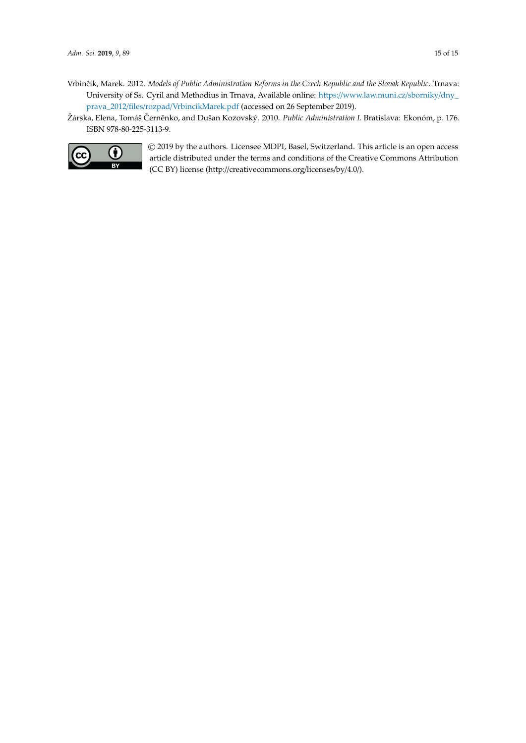Vrbinčík, Marek. 2012. *Models of Public Administration Reforms in the Czech Republic and the Slovak Republic*. Trnava: University of Ss. Cyril and Methodius in Trnava, Available online: https://www.law.muni.cz/sborniky/dny_prava_2012/files/rozpad/VrbincikMarek.pdf (accessed on 26 September 2019).

Žárska, Elena, Tomáš Černěnko, and Dušan Kozovský. 2010. *Public Administration I*. Bratislava: Ekonóm, p. 176. ISBN 978-80-225-3113-9.

© 2019 by the authors. Licensee MDPI, Basel, Switzerland. This article is an open access article distributed under the terms and conditions of the Creative Commons Attribution (CC BY) license (http://creativecommons.org/licenses/by/4.0/).